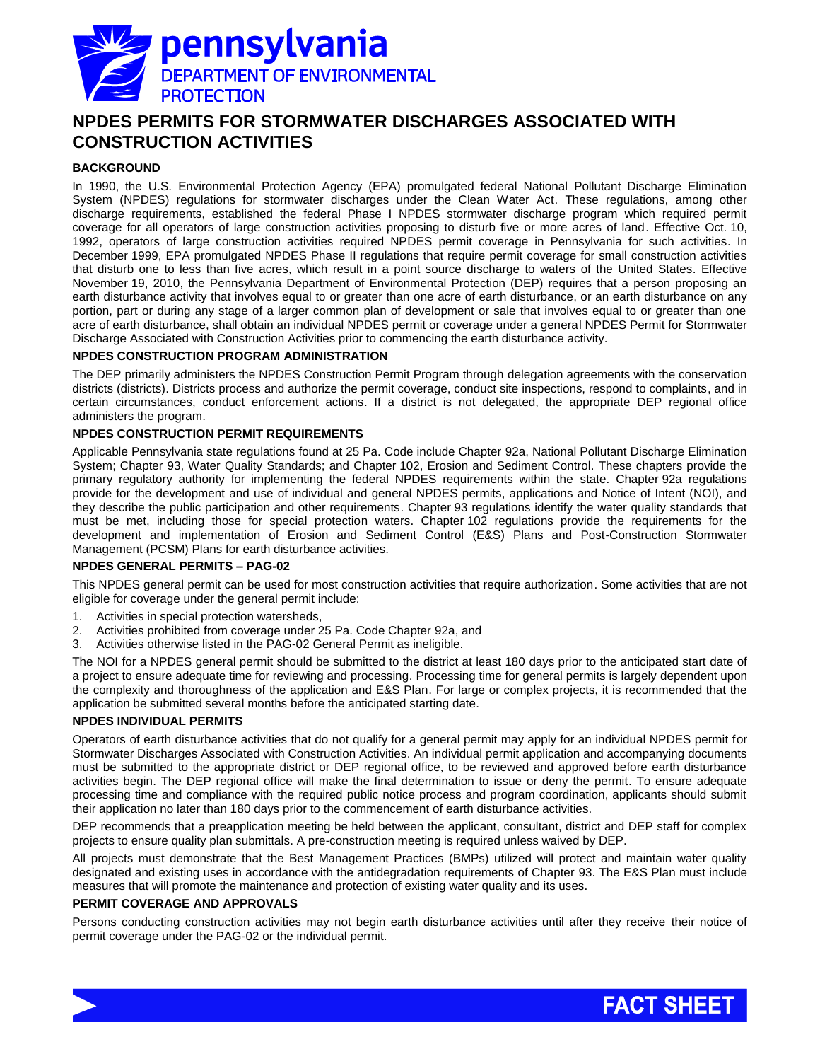pennsylvania
DEPARTMENT OF ENVIRONMENTAL PROTECTION

# NPDES PERMITS FOR STORMWATER DISCHARGES ASSOCIATED WITH CONSTRUCTION ACTIVITIES

## BACKGROUND

In 1990, the U.S. Environmental Protection Agency (EPA) promulgated federal National Pollutant Discharge Elimination System (NPDES) regulations for stormwater discharges under the Clean Water Act. These regulations, among other discharge requirements, established the federal Phase I NPDES stormwater discharge program which required permit coverage for all operators of large construction activities proposing to disturb five or more acres of land. Effective Oct. 10, 1992, operators of large construction activities required NPDES permit coverage in Pennsylvania for such activities. In December 1999, EPA promulgated NPDES Phase II regulations that require permit coverage for small construction activities that disturb one to less than five acres, which result in a point source discharge to waters of the United States. Effective November 19, 2010, the Pennsylvania Department of Environmental Protection (DEP) requires that a person proposing an earth disturbance activity that involves equal to or greater than one acre of earth disturbance, or an earth disturbance on any portion, part or during any stage of a larger common plan of development or sale that involves equal to or greater than one acre of earth disturbance, shall obtain an individual NPDES permit or coverage under a general NPDES Permit for Stormwater Discharge Associated with Construction Activities prior to commencing the earth disturbance activity.

## NPDES CONSTRUCTION PROGRAM ADMINISTRATION

The DEP primarily administers the NPDES Construction Permit Program through delegation agreements with the conservation districts (districts). Districts process and authorize the permit coverage, conduct site inspections, respond to complaints, and in certain circumstances, conduct enforcement actions. If a district is not delegated, the appropriate DEP regional office administers the program.

## NPDES CONSTRUCTION PERMIT REQUIREMENTS

Applicable Pennsylvania state regulations found at 25 Pa. Code include Chapter 92a, National Pollutant Discharge Elimination System; Chapter 93, Water Quality Standards; and Chapter 102, Erosion and Sediment Control. These chapters provide the primary regulatory authority for implementing the federal NPDES requirements within the state. Chapter 92a regulations provide for the development and use of individual and general NPDES permits, applications and Notice of Intent (NOI), and they describe the public participation and other requirements. Chapter 93 regulations identify the water quality standards that must be met, including those for special protection waters. Chapter 102 regulations provide the requirements for the development and implementation of Erosion and Sediment Control (E&S) Plans and Post-Construction Stormwater Management (PCSM) Plans for earth disturbance activities.

## NPDES GENERAL PERMITS – PAG-02

This NPDES general permit can be used for most construction activities that require authorization. Some activities that are not eligible for coverage under the general permit include:

1. Activities in special protection watersheds,
2. Activities prohibited from coverage under 25 Pa. Code Chapter 92a, and
3. Activities otherwise listed in the PAG-02 General Permit as ineligible.

The NOI for a NPDES general permit should be submitted to the district at least 180 days prior to the anticipated start date of a project to ensure adequate time for reviewing and processing. Processing time for general permits is largely dependent upon the complexity and thoroughness of the application and E&S Plan. For large or complex projects, it is recommended that the application be submitted several months before the anticipated starting date.

## NPDES INDIVIDUAL PERMITS

Operators of earth disturbance activities that do not qualify for a general permit may apply for an individual NPDES permit for Stormwater Discharges Associated with Construction Activities. An individual permit application and accompanying documents must be submitted to the appropriate district or DEP regional office, to be reviewed and approved before earth disturbance activities begin. The DEP regional office will make the final determination to issue or deny the permit. To ensure adequate processing time and compliance with the required public notice process and program coordination, applicants should submit their application no later than 180 days prior to the commencement of earth disturbance activities.

DEP recommends that a preapplication meeting be held between the applicant, consultant, district and DEP staff for complex projects to ensure quality plan submittals. A pre-construction meeting is required unless waived by DEP.

All projects must demonstrate that the Best Management Practices (BMPs) utilized will protect and maintain water quality designated and existing uses in accordance with the antidegradation requirements of Chapter 93. The E&S Plan must include measures that will promote the maintenance and protection of existing water quality and its uses.

## PERMIT COVERAGE AND APPROVALS

Persons conducting construction activities may not begin earth disturbance activities until after they receive their notice of permit coverage under the PAG-02 or the individual permit.

FACT SHEET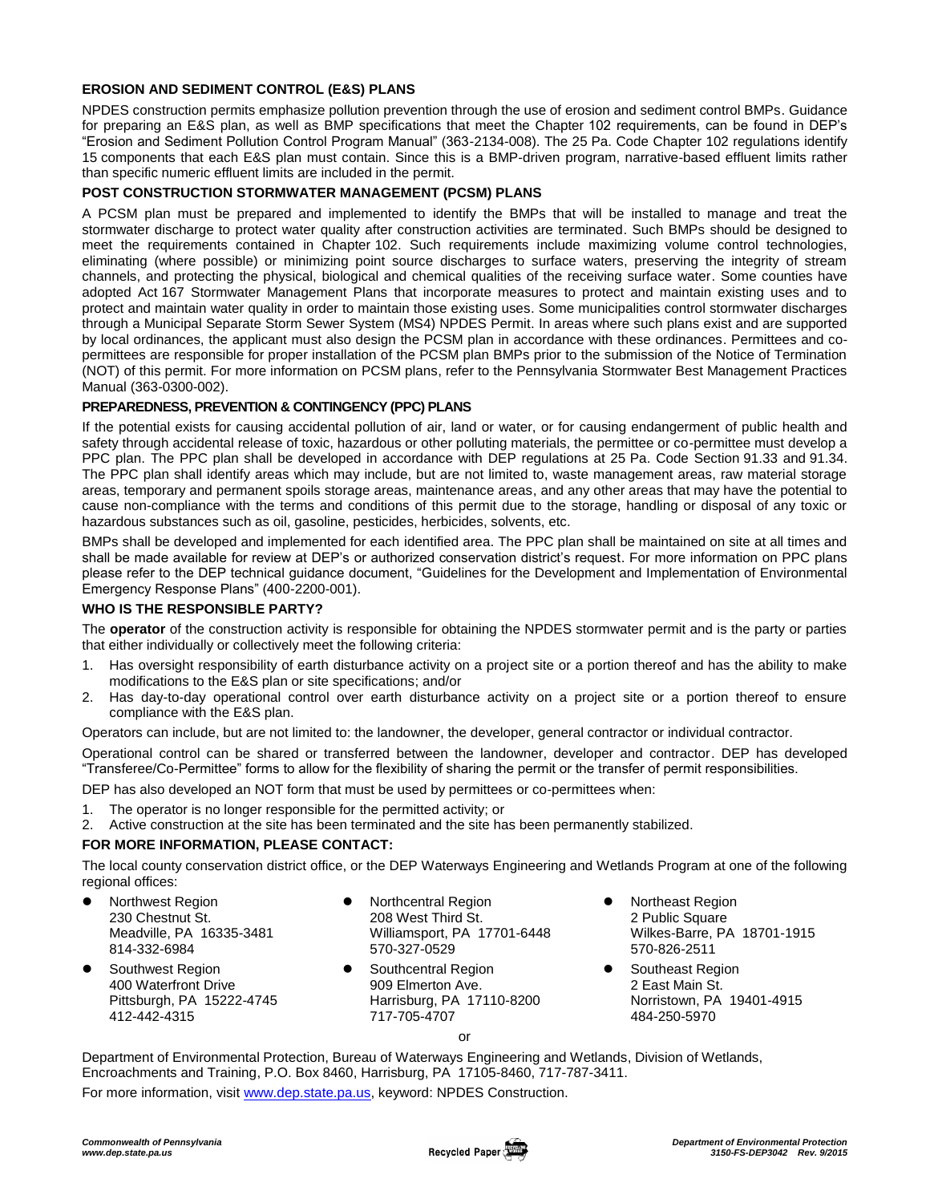## EROSION AND SEDIMENT CONTROL (E&S) PLANS

NPDES construction permits emphasize pollution prevention through the use of erosion and sediment control BMPs. Guidance for preparing an E&S plan, as well as BMP specifications that meet the Chapter 102 requirements, can be found in DEP's "Erosion and Sediment Pollution Control Program Manual" (363-2134-008). The 25 Pa. Code Chapter 102 regulations identify 15 components that each E&S plan must contain. Since this is a BMP-driven program, narrative-based effluent limits rather than specific numeric effluent limits are included in the permit.

## POST CONSTRUCTION STORMWATER MANAGEMENT (PCSM) PLANS

A PCSM plan must be prepared and implemented to identify the BMPs that will be installed to manage and treat the stormwater discharge to protect water quality after construction activities are terminated. Such BMPs should be designed to meet the requirements contained in Chapter 102. Such requirements include maximizing volume control technologies, eliminating (where possible) or minimizing point source discharges to surface waters, preserving the integrity of stream channels, and protecting the physical, biological and chemical qualities of the receiving surface water. Some counties have adopted Act 167 Stormwater Management Plans that incorporate measures to protect and maintain existing uses and to protect and maintain water quality in order to maintain those existing uses. Some municipalities control stormwater discharges through a Municipal Separate Storm Sewer System (MS4) NPDES Permit. In areas where such plans exist and are supported by local ordinances, the applicant must also design the PCSM plan in accordance with these ordinances. Permittees and co-permittees are responsible for proper installation of the PCSM plan BMPs prior to the submission of the Notice of Termination (NOT) of this permit. For more information on PCSM plans, refer to the Pennsylvania Stormwater Best Management Practices Manual (363-0300-002).

## PREPAREDNESS, PREVENTION & CONTINGENCY (PPC) PLANS

If the potential exists for causing accidental pollution of air, land or water, or for causing endangerment of public health and safety through accidental release of toxic, hazardous or other polluting materials, the permittee or co-permittee must develop a PPC plan. The PPC plan shall be developed in accordance with DEP regulations at 25 Pa. Code Section 91.33 and 91.34. The PPC plan shall identify areas which may include, but are not limited to, waste management areas, raw material storage areas, temporary and permanent spoils storage areas, maintenance areas, and any other areas that may have the potential to cause non-compliance with the terms and conditions of this permit due to the storage, handling or disposal of any toxic or hazardous substances such as oil, gasoline, pesticides, herbicides, solvents, etc.

BMPs shall be developed and implemented for each identified area. The PPC plan shall be maintained on site at all times and shall be made available for review at DEP's or authorized conservation district's request. For more information on PPC plans please refer to the DEP technical guidance document, "Guidelines for the Development and Implementation of Environmental Emergency Response Plans" (400-2200-001).

## WHO IS THE RESPONSIBLE PARTY?

The **operator** of the construction activity is responsible for obtaining the NPDES stormwater permit and is the party or parties that either individually or collectively meet the following criteria:

1. Has oversight responsibility of earth disturbance activity on a project site or a portion thereof and has the ability to make modifications to the E&S plan or site specifications; and/or
2. Has day-to-day operational control over earth disturbance activity on a project site or a portion thereof to ensure compliance with the E&S plan.

Operators can include, but are not limited to: the landowner, the developer, general contractor or individual contractor.

Operational control can be shared or transferred between the landowner, developer and contractor. DEP has developed "Transferee/Co-Permittee" forms to allow for the flexibility of sharing the permit or the transfer of permit responsibilities.

DEP has also developed an NOT form that must be used by permittees or co-permittees when:

1. The operator is no longer responsible for the permitted activity; or
2. Active construction at the site has been terminated and the site has been permanently stabilized.

## FOR MORE INFORMATION, PLEASE CONTACT:

The local county conservation district office, or the DEP Waterways Engineering and Wetlands Program at one of the following regional offices:

- Northwest Region
  230 Chestnut St.
  Meadville, PA 16335-3481
  814-332-6984
- Southwest Region
  400 Waterfront Drive
  Pittsburgh, PA 15222-4745
  412-442-4315
- Northcentral Region
  208 West Third St.
  Williamsport, PA 17701-6448
  570-327-0529
- Southcentral Region
  909 Elmerton Ave.
  Harrisburg, PA 17110-8200
  717-705-4707
- Northeast Region
  2 Public Square
  Wilkes-Barre, PA 18701-1915
  570-826-2511
- Southeast Region
  2 East Main St.
  Norristown, PA 19401-4915
  484-250-5970

or

Department of Environmental Protection, Bureau of Waterways Engineering and Wetlands, Division of Wetlands, Encroachments and Training, P.O. Box 8460, Harrisburg, PA 17105-8460, 717-787-3411.

For more information, visit www.dep.state.pa.us, keyword: NPDES Construction.

*Commonwealth of Pennsylvania*
*www.dep.state.pa.us*

Recycled Paper

*Department of Environmental Protection*
*3150-FS-DEP3042 Rev. 9/2015*